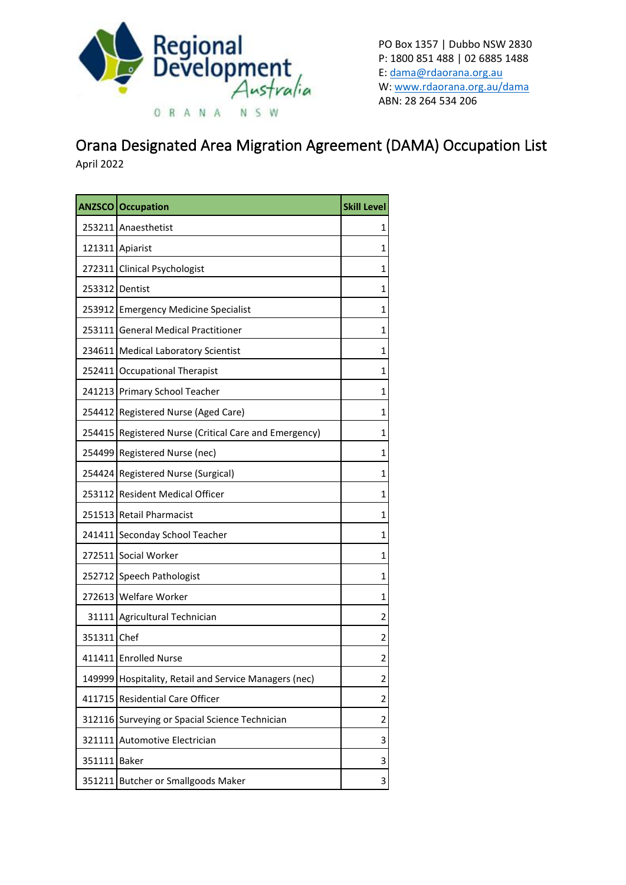Regional Development Australia

ORANA NSW

PO Box 1357 | Dubbo NSW 2830
P: 1800 851 488 | 02 6885 1488
E: dama@rdaorana.org.au
W: www.rdaorana.org.au/dama
ABN: 28 264 534 206

# Orana Designated Area Migration Agreement (DAMA) Occupation List

April 2022

| ANZSCO | Occupation | Skill Level |
|---|---|---|
| 253211 | Anaesthetist | 1 |
| 121311 | Apiarist | 1 |
| 272311 | Clinical Psychologist | 1 |
| 253312 | Dentist | 1 |
| 253912 | Emergency Medicine Specialist | 1 |
| 253111 | General Medical Practitioner | 1 |
| 234611 | Medical Laboratory Scientist | 1 |
| 252411 | Occupational Therapist | 1 |
| 241213 | Primary School Teacher | 1 |
| 254412 | Registered Nurse (Aged Care) | 1 |
| 254415 | Registered Nurse (Critical Care and Emergency) | 1 |
| 254499 | Registered Nurse (nec) | 1 |
| 254424 | Registered Nurse (Surgical) | 1 |
| 253112 | Resident Medical Officer | 1 |
| 251513 | Retail Pharmacist | 1 |
| 241411 | Seconday School Teacher | 1 |
| 272511 | Social Worker | 1 |
| 252712 | Speech Pathologist | 1 |
| 272613 | Welfare Worker | 1 |
| 31111 | Agricultural Technician | 2 |
| 351311 | Chef | 2 |
| 411411 | Enrolled Nurse | 2 |
| 149999 | Hospitality, Retail and Service Managers (nec) | 2 |
| 411715 | Residential Care Officer | 2 |
| 312116 | Surveying or Spacial Science Technician | 2 |
| 321111 | Automotive Electrician | 3 |
| 351111 | Baker | 3 |
| 351211 | Butcher or Smallgoods Maker | 3 |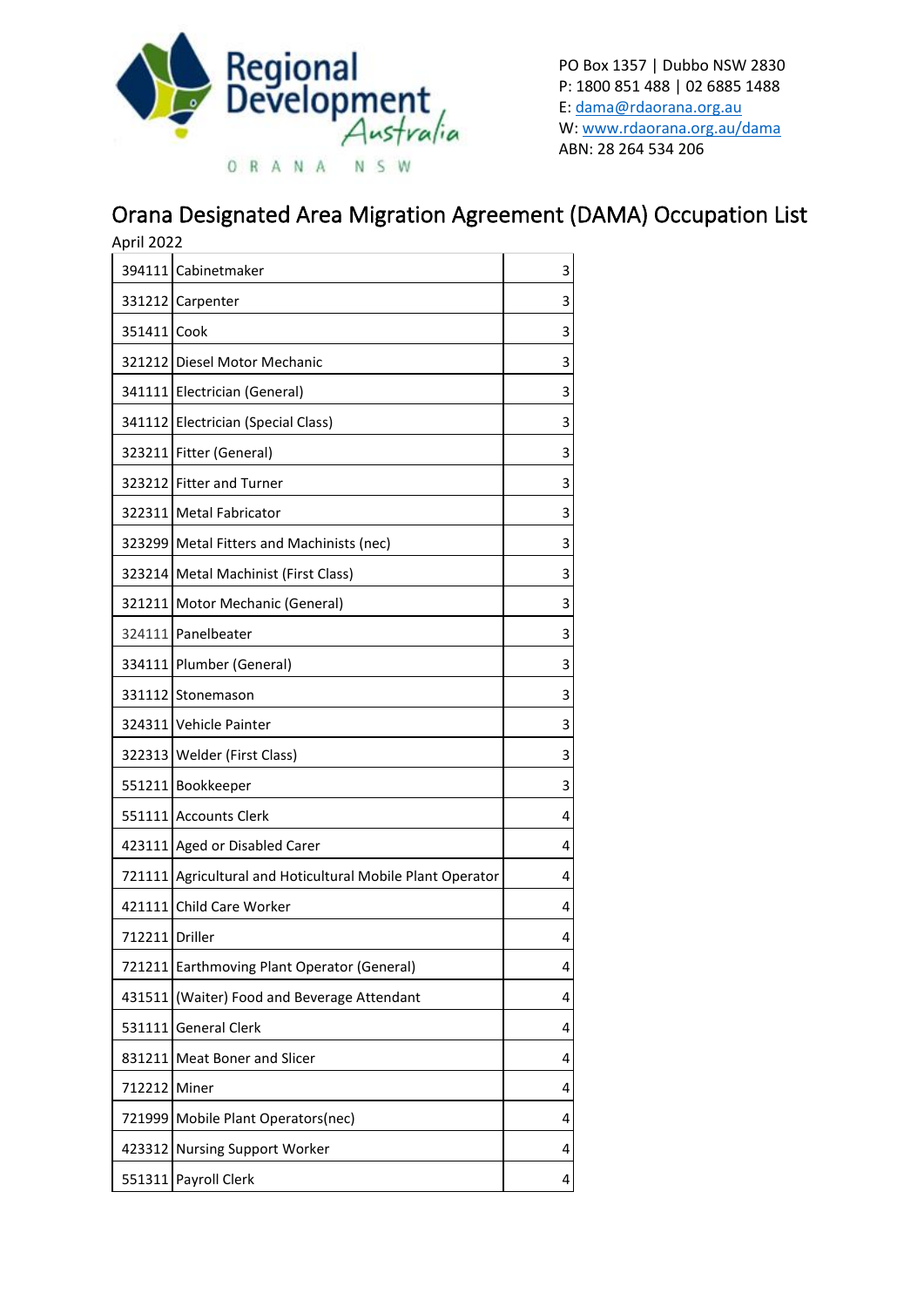Regional Development Australia

ORANA NSW

PO Box 1357 | Dubbo NSW 2830
P: 1800 851 488 | 02 6885 1488
E: dama@rdaorana.org.au
W: www.rdaorana.org.au/dama
ABN: 28 264 534 206

# Orana Designated Area Migration Agreement (DAMA) Occupation List

April 2022

| | | |
|---|---|---|
| 394111 | Cabinetmaker | 3 |
| 331212 | Carpenter | 3 |
| 351411 | Cook | 3 |
| 321212 | Diesel Motor Mechanic | 3 |
| 341111 | Electrician (General) | 3 |
| 341112 | Electrician (Special Class) | 3 |
| 323211 | Fitter (General) | 3 |
| 323212 | Fitter and Turner | 3 |
| 322311 | Metal Fabricator | 3 |
| 323299 | Metal Fitters and Machinists (nec) | 3 |
| 323214 | Metal Machinist (First Class) | 3 |
| 321211 | Motor Mechanic (General) | 3 |
| 324111 | Panelbeater | 3 |
| 334111 | Plumber (General) | 3 |
| 331112 | Stonemason | 3 |
| 324311 | Vehicle Painter | 3 |
| 322313 | Welder (First Class) | 3 |
| 551211 | Bookkeeper | 3 |
| 551111 | Accounts Clerk | 4 |
| 423111 | Aged or Disabled Carer | 4 |
| 721111 | Agricultural and Hoticultural Mobile Plant Operator | 4 |
| 421111 | Child Care Worker | 4 |
| 712211 | Driller | 4 |
| 721211 | Earthmoving Plant Operator (General) | 4 |
| 431511 | (Waiter) Food and Beverage Attendant | 4 |
| 531111 | General Clerk | 4 |
| 831211 | Meat Boner and Slicer | 4 |
| 712212 | Miner | 4 |
| 721999 | Mobile Plant Operators(nec) | 4 |
| 423312 | Nursing Support Worker | 4 |
| 551311 | Payroll Clerk | 4 |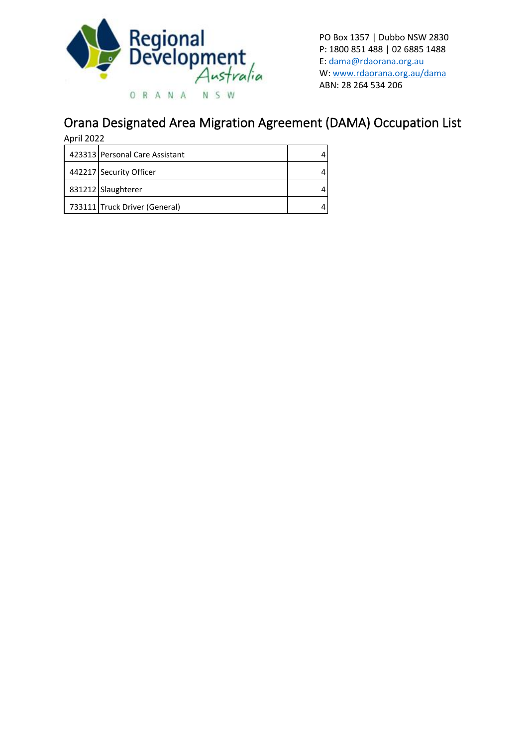PO Box 1357 | Dubbo NSW 2830
P: 1800 851 488 | 02 6885 1488
E: dama@rdaorana.org.au
W: www.rdaorana.org.au/dama
ABN: 28 264 534 206

# Orana Designated Area Migration Agreement (DAMA) Occupation List

April 2022

| | | |
|---|---|---|
| 423313 | Personal Care Assistant | 4 |
| 442217 | Security Officer | 4 |
| 831212 | Slaughterer | 4 |
| 733111 | Truck Driver (General) | 4 |